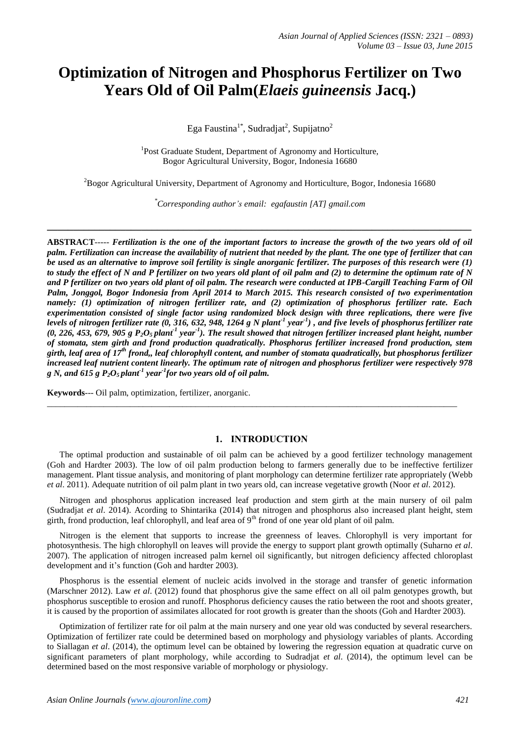# Optimization of Nitrogen and Phosphorus Fertilizer on Two Years Old of Oil Palm(*Elaeis guineensis* Jacq.)

Ega Faustina[1*], Sudradjat[2], Supijatno[2]

[1]Post Graduate Student, Department of Agronomy and Horticulture, Bogor Agricultural University, Bogor, Indonesia 16680

[2]Bogor Agricultural University, Department of Agronomy and Horticulture, Bogor, Indonesia 16680

[*]*Corresponding author's email: egafaustin [AT] gmail.com*

---

**ABSTRACT-----** ***Fertilization is the one of the important factors to increase the growth of the two years old of oil palm. Fertilization can increase the availability of nutrient that needed by the plant. The one type of fertilizer that can be used as an alternative to improve soil fertility is single anorganic fertilizer. The purposes of this research were (1) to study the effect of N and P fertilizer on two years old plant of oil palm and (2) to determine the optimum rate of N and P fertilizer on two years old plant of oil palm. The research were conducted at IPB-Cargill Teaching Farm of Oil Palm, Jonggol, Bogor Indonesia from April 2014 to March 2015. This research consisted of two experimentation namely: (1) optimization of nitrogen fertilizer rate, and (2) optimization of phosphorus fertilizer rate. Each experimentation consisted of single factor using randomized block design with three replications, there were five levels of nitrogen fertilizer rate (0, 316, 632, 948, 1264 g N plant$^{-1}$ year$^{-1}$) , and five levels of phosphorus fertilizer rate (0, 226, 453, 679, 905 g $P_2O_5$ plant$^{-1}$ year$^{-1}$). The result showed that nitrogen fertilizer increased plant height, number of stomata, stem girth and frond production quadratically. Phosphorus fertilizer increased frond production, stem girth, leaf area of 17$^{th}$ frond,, leaf chlorophyll content, and number of stomata quadratically, but phosphorus fertilizer increased leaf nutrient content linearly. The optimum rate of nitrogen and phosphorus fertilizer were respectively 978 g N, and 615 g $P_2O_5$ plant$^{-1}$ year$^{-1}$for two years old of oil palm.***

**Keywords**--- Oil palm, optimization, fertilizer, anorganic.

---

## 1. INTRODUCTION

The optimal production and sustainable of oil palm can be achieved by a good fertilizer technology management (Goh and Hardter 2003). The low of oil palm production belong to farmers generally due to be ineffective fertilizer management. Plant tissue analysis, and monitoring of plant morphology can determine fertilizer rate appropriately (Webb *et al*. 2011). Adequate nutrition of oil palm plant in two years old, can increase vegetative growth (Noor *et al*. 2012).

Nitrogen and phosphorus application increased leaf production and stem girth at the main nursery of oil palm (Sudradjat *et al*. 2014). Acording to Shintarika (2014) that nitrogen and phosphorus also increased plant height, stem girth, frond production, leaf chlorophyll, and leaf area of 9$^{th}$ frond of one year old plant of oil palm.

Nitrogen is the element that supports to increase the greenness of leaves. Chlorophyll is very important for photosynthesis. The high chlorophyll on leaves will provide the energy to support plant growth optimally (Suharno *et al*. 2007). The application of nitrogen increased palm kernel oil significantly, but nitrogen deficiency affected chloroplast development and it's function (Goh and hardter 2003).

Phosphorus is the essential element of nucleic acids involved in the storage and transfer of genetic information (Marschner 2012). Law *et al*. (2012) found that phosphorus give the same effect on all oil palm genotypes growth, but phosphorus susceptible to erosion and runoff. Phosphorus deficiency causes the ratio between the root and shoots greater, it is caused by the proportion of assimilates allocated for root growth is greater than the shoots (Goh and Hardter 2003).

Optimization of fertilizer rate for oil palm at the main nursery and one year old was conducted by several researchers. Optimization of fertilizer rate could be determined based on morphology and physiology variables of plants. According to Siallagan *et al*. (2014), the optimum level can be obtained by lowering the regression equation at quadratic curve on significant parameters of plant morphology, while according to Sudradjat *et al*. (2014), the optimum level can be determined based on the most responsive variable of morphology or physiology.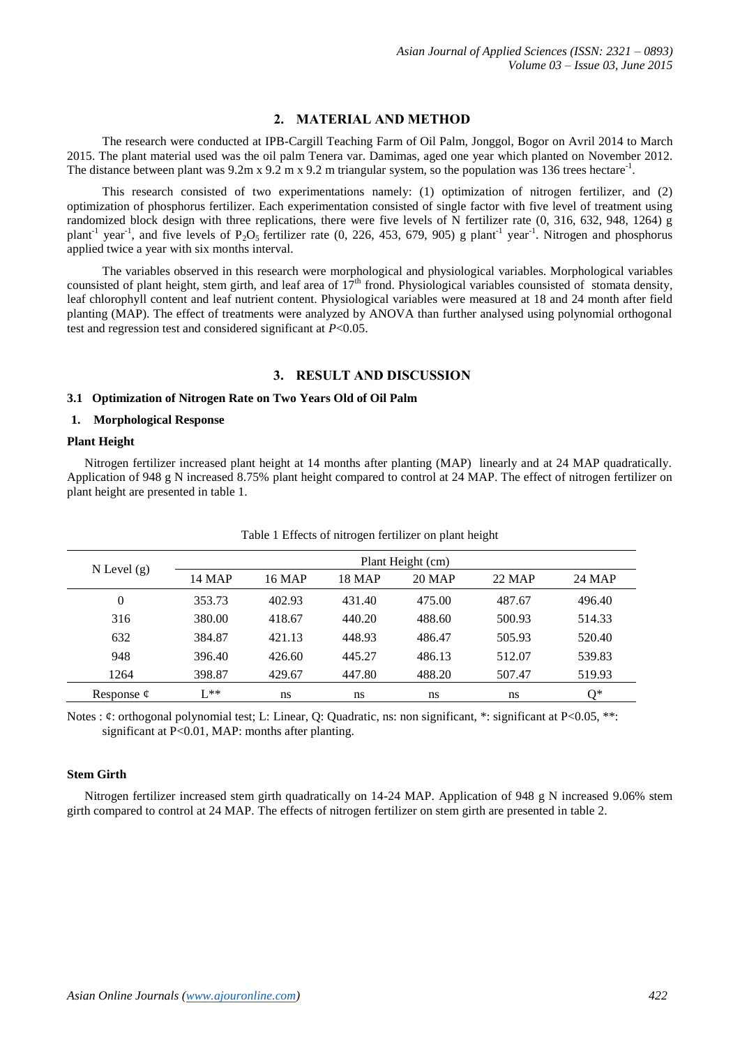## 2. MATERIAL AND METHOD

The research were conducted at IPB-Cargill Teaching Farm of Oil Palm, Jonggol, Bogor on Avril 2014 to March 2015. The plant material used was the oil palm Tenera var. Damimas, aged one year which planted on November 2012. The distance between plant was 9.2m x 9.2 m x 9.2 m triangular system, so the population was 136 trees hectare$^{-1}$.

This research consisted of two experimentations namely: (1) optimization of nitrogen fertilizer, and (2) optimization of phosphorus fertilizer. Each experimentation consisted of single factor with five level of treatment using randomized block design with three replications, there were five levels of N fertilizer rate (0, 316, 632, 948, 1264) g plant$^{-1}$ year$^{-1}$, and five levels of $P_2O_5$ fertilizer rate (0, 226, 453, 679, 905) g plant$^{-1}$ year$^{-1}$. Nitrogen and phosphorus applied twice a year with six months interval.

The variables observed in this research were morphological and physiological variables. Morphological variables counsisted of plant height, stem girth, and leaf area of 17$^{th}$ frond. Physiological variables counsisted of stomata density, leaf chlorophyll content and leaf nutrient content. Physiological variables were measured at 18 and 24 month after field planting (MAP). The effect of treatments were analyzed by ANOVA than further analysed using polynomial orthogonal test and regression test and considered significant at $P$<0.05.

## 3. RESULT AND DISCUSSION

### 3.1 Optimization of Nitrogen Rate on Two Years Old of Oil Palm

#### 1. Morphological Response

**Plant Height**

Nitrogen fertilizer increased plant height at 14 months after planting (MAP) linearly and at 24 MAP quadratically. Application of 948 g N increased 8.75% plant height compared to control at 24 MAP. The effect of nitrogen fertilizer on plant height are presented in table 1.

Table 1 Effects of nitrogen fertilizer on plant height

| N Level (g) | Plant Height (cm) | | | | | |
|---|---|---|---|---|---|---|
| | 14 MAP | 16 MAP | 18 MAP | 20 MAP | 22 MAP | 24 MAP |
| 0 | 353.73 | 402.93 | 431.40 | 475.00 | 487.67 | 496.40 |
| 316 | 380.00 | 418.67 | 440.20 | 488.60 | 500.93 | 514.33 |
| 632 | 384.87 | 421.13 | 448.93 | 486.47 | 505.93 | 520.40 |
| 948 | 396.40 | 426.60 | 445.27 | 486.13 | 512.07 | 539.83 |
| 1264 | 398.87 | 429.67 | 447.80 | 488.20 | 507.47 | 519.93 |
| Response ¢ | L** | ns | ns | ns | ns | Q* |

Notes : ¢: orthogonal polynomial test; L: Linear, Q: Quadratic, ns: non significant, *: significant at P<0.05, **: significant at P<0.01, MAP: months after planting.

**Stem Girth**

Nitrogen fertilizer increased stem girth quadratically on 14-24 MAP. Application of 948 g N increased 9.06% stem girth compared to control at 24 MAP. The effects of nitrogen fertilizer on stem girth are presented in table 2.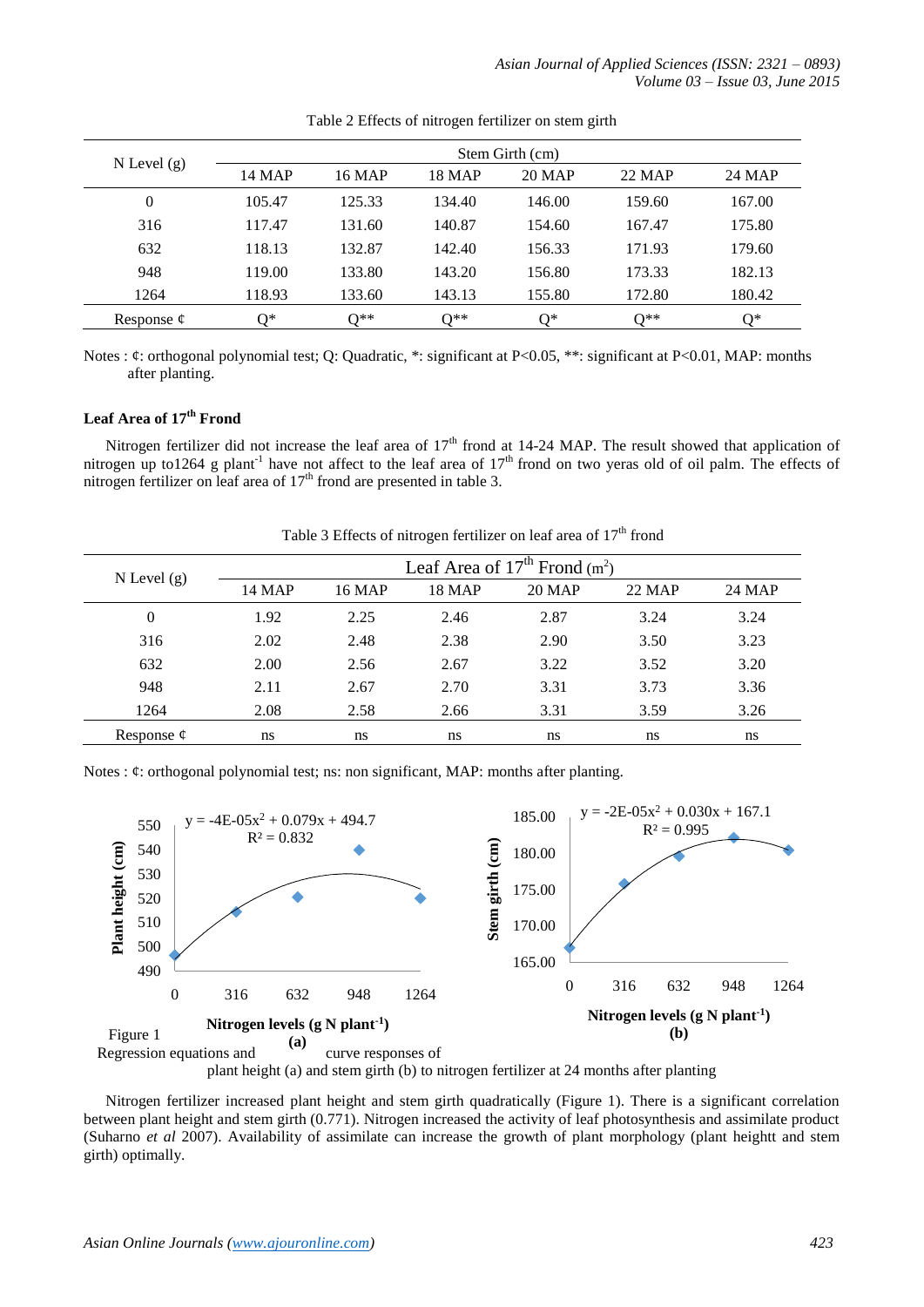Table 2 Effects of nitrogen fertilizer on stem girth

| N Level (g) | Stem Girth (cm) | | | | | |
|---|---|---|---|---|---|---|
| | 14 MAP | 16 MAP | 18 MAP | 20 MAP | 22 MAP | 24 MAP |
| 0 | 105.47 | 125.33 | 134.40 | 146.00 | 159.60 | 167.00 |
| 316 | 117.47 | 131.60 | 140.87 | 154.60 | 167.47 | 175.80 |
| 632 | 118.13 | 132.87 | 142.40 | 156.33 | 171.93 | 179.60 |
| 948 | 119.00 | 133.80 | 143.20 | 156.80 | 173.33 | 182.13 |
| 1264 | 118.93 | 133.60 | 143.13 | 155.80 | 172.80 | 180.42 |
| Response ¢ | Q* | Q** | Q** | Q* | Q** | Q* |

Notes : ¢: orthogonal polynomial test; Q: Quadratic, *: significant at P<0.05, **: significant at P<0.01, MAP: months after planting.

### Leaf Area of 17th Frond

Nitrogen fertilizer did not increase the leaf area of 17th frond at 14-24 MAP. The result showed that application of nitrogen up to1264 g plant$^{-1}$ have not affect to the leaf area of 17th frond on two yeras old of oil palm. The effects of nitrogen fertilizer on leaf area of 17th frond are presented in table 3.

Table 3 Effects of nitrogen fertilizer on leaf area of 17th frond

| N Level (g) | Leaf Area of 17th Frond ($m^2$) | | | | | |
|---|---|---|---|---|---|---|
| | 14 MAP | 16 MAP | 18 MAP | 20 MAP | 22 MAP | 24 MAP |
| 0 | 1.92 | 2.25 | 2.46 | 2.87 | 3.24 | 3.24 |
| 316 | 2.02 | 2.48 | 2.38 | 2.90 | 3.50 | 3.23 |
| 632 | 2.00 | 2.56 | 2.67 | 3.22 | 3.52 | 3.20 |
| 948 | 2.11 | 2.67 | 2.70 | 3.31 | 3.73 | 3.36 |
| 1264 | 2.08 | 2.58 | 2.66 | 3.31 | 3.59 | 3.26 |
| Response ¢ | ns | ns | ns | ns | ns | ns |

Notes : ¢: orthogonal polynomial test; ns: non significant, MAP: months after planting.

(a) $y = -4E\text{-}05x^2 + 0.079x + 494.7$, $R^2 = 0.832$

(b) $y = -2E\text{-}05x^2 + 0.030x + 167.1$, $R^2 = 0.995$

Figure 1 Regression equations and curve responses of plant height (a) and stem girth (b) to nitrogen fertilizer at 24 months after planting

Nitrogen fertilizer increased plant height and stem girth quadratically (Figure 1). There is a significant correlation between plant height and stem girth (0.771). Nitrogen increased the activity of leaf photosynthesis and assimilate product (Suharno *et al* 2007). Availability of assimilate can increase the growth of plant morphology (plant heightt and stem girth) optimally.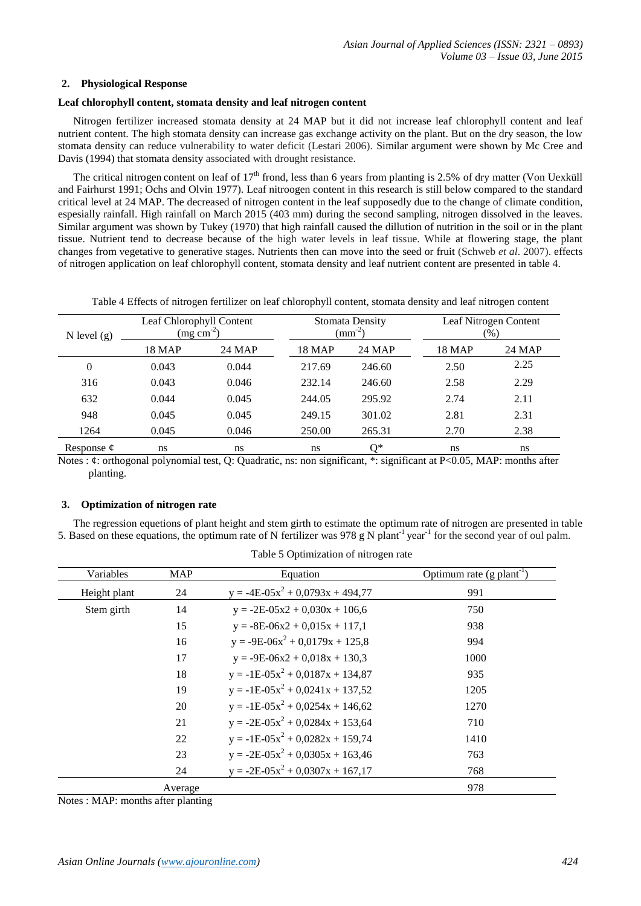## 2. Physiological Response

### Leaf chlorophyll content, stomata density and leaf nitrogen content

Nitrogen fertilizer increased stomata density at 24 MAP but it did not increase leaf chlorophyll content and leaf nutrient content. The high stomata density can increase gas exchange activity on the plant. But on the dry season, the low stomata density can reduce vulnerability to water deficit (Lestari 2006). Similar argument were shown by Mc Cree and Davis (1994) that stomata density associated with drought resistance.

The critical nitrogen content on leaf of 17th frond, less than 6 years from planting is 2.5% of dry matter (Von Uexküll and Fairhurst 1991; Ochs and Olvin 1977). Leaf nitroogen content in this research is still below compared to the standard critical level at 24 MAP. The decreased of nitrogen content in the leaf supposedly due to the change of climate condition, espesially rainfall. High rainfall on March 2015 (403 mm) during the second sampling, nitrogen dissolved in the leaves. Similar argument was shown by Tukey (1970) that high rainfall caused the dillution of nutrition in the soil or in the plant tissue. Nutrient tend to decrease because of the high water levels in leaf tissue. While at flowering stage, the plant changes from vegetative to generative stages. Nutrients then can move into the seed or fruit (Schweb *et al*. 2007). effects of nitrogen application on leaf chlorophyll content, stomata density and leaf nutrient content are presented in table 4.

Table 4 Effects of nitrogen fertilizer on leaf chlorophyll content, stomata density and leaf nitrogen content

| N level (g) | Leaf Chlorophyll Content ($mg\ cm^{-2}$) | | Stomata Density ($mm^{-2}$) | | Leaf Nitrogen Content (%) | |
|---|---|---|---|---|---|---|
| | 18 MAP | 24 MAP | 18 MAP | 24 MAP | 18 MAP | 24 MAP |
| 0 | 0.043 | 0.044 | 217.69 | 246.60 | 2.50 | 2.25 |
| 316 | 0.043 | 0.046 | 232.14 | 246.60 | 2.58 | 2.29 |
| 632 | 0.044 | 0.045 | 244.05 | 295.92 | 2.74 | 2.11 |
| 948 | 0.045 | 0.045 | 249.15 | 301.02 | 2.81 | 2.31 |
| 1264 | 0.045 | 0.046 | 250.00 | 265.31 | 2.70 | 2.38 |
| Response ¢ | ns | ns | ns | Q* | ns | ns |

Notes : ¢: orthogonal polynomial test, Q: Quadratic, ns: non significant, *: significant at P<0.05, MAP: months after planting.

## 3. Optimization of nitrogen rate

The regression equetions of plant height and stem girth to estimate the optimum rate of nitrogen are presented in table 5. Based on these equations, the optimum rate of N fertilizer was 978 g N $plant^{-1}$ $year^{-1}$ for the second year of oul palm.

Table 5 Optimization of nitrogen rate

| Variables | MAP | Equation | Optimum rate (g $plant^{-1}$) |
|---|---|---|---|
| Height plant | 24 | $y = -4E\text{-}05x^2 + 0{,}0793x + 494{,}77$ | 991 |
| Stem girth | 14 | y = -2E-05x2 + 0,030x + 106,6 | 750 |
| | 15 | y = -8E-06x2 + 0,015x + 117,1 | 938 |
| | 16 | $y = -9E\text{-}06x^2 + 0{,}0179x + 125{,}8$ | 994 |
| | 17 | y = -9E-06x2 + 0,018x + 130,3 | 1000 |
| | 18 | $y = -1E\text{-}05x^2 + 0{,}0187x + 134{,}87$ | 935 |
| | 19 | $y = -1E\text{-}05x^2 + 0{,}0241x + 137{,}52$ | 1205 |
| | 20 | $y = -1E\text{-}05x^2 + 0{,}0254x + 146{,}62$ | 1270 |
| | 21 | $y = -2E\text{-}05x^2 + 0{,}0284x + 153{,}64$ | 710 |
| | 22 | $y = -1E\text{-}05x^2 + 0{,}0282x + 159{,}74$ | 1410 |
| | 23 | $y = -2E\text{-}05x^2 + 0{,}0305x + 163{,}46$ | 763 |
| | 24 | $y = -2E\text{-}05x^2 + 0{,}0307x + 167{,}17$ | 768 |
| | Average | | 978 |

Notes : MAP: months after planting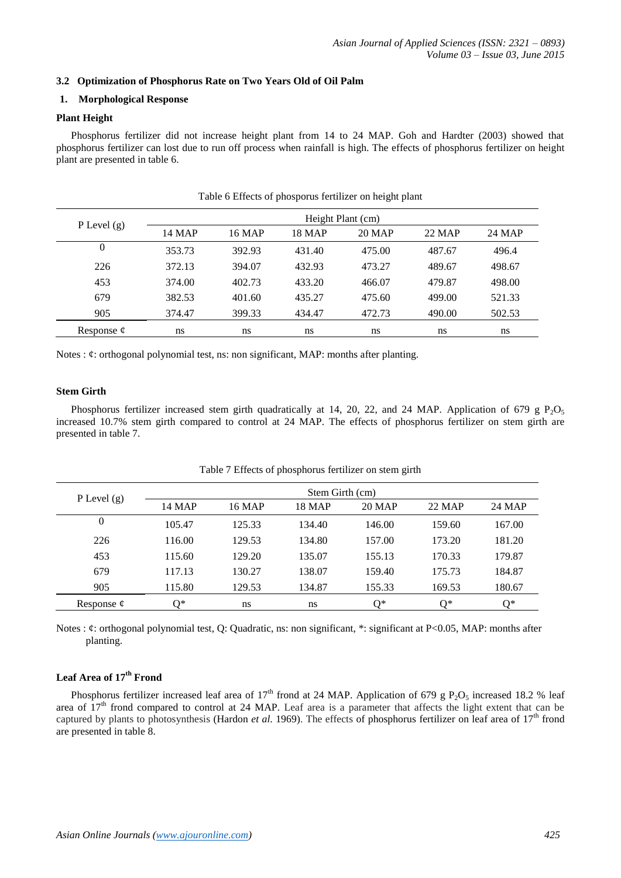### 3.2 Optimization of Phosphorus Rate on Two Years Old of Oil Palm

#### 1. Morphological Response

**Plant Height**

Phosphorus fertilizer did not increase height plant from 14 to 24 MAP. Goh and Hardter (2003) showed that phosphorus fertilizer can lost due to run off process when rainfall is high. The effects of phosphorus fertilizer on height plant are presented in table 6.

Table 6 Effects of phosporus fertilizer on height plant

| P Level (g) | Height Plant (cm) | | | | | |
|---|---|---|---|---|---|---|
| | 14 MAP | 16 MAP | 18 MAP | 20 MAP | 22 MAP | 24 MAP |
| 0 | 353.73 | 392.93 | 431.40 | 475.00 | 487.67 | 496.4 |
| 226 | 372.13 | 394.07 | 432.93 | 473.27 | 489.67 | 498.67 |
| 453 | 374.00 | 402.73 | 433.20 | 466.07 | 479.87 | 498.00 |
| 679 | 382.53 | 401.60 | 435.27 | 475.60 | 499.00 | 521.33 |
| 905 | 374.47 | 399.33 | 434.47 | 472.73 | 490.00 | 502.53 |
| Response ¢ | ns | ns | ns | ns | ns | ns |

Notes : ¢: orthogonal polynomial test, ns: non significant, MAP: months after planting.

**Stem Girth**

Phosphorus fertilizer increased stem girth quadratically at 14, 20, 22, and 24 MAP. Application of 679 g $P_2O_5$ increased 10.7% stem girth compared to control at 24 MAP. The effects of phosphorus fertilizer on stem girth are presented in table 7.

Table 7 Effects of phosphorus fertilizer on stem girth

| P Level (g) | Stem Girth (cm) | | | | | |
|---|---|---|---|---|---|---|
| | 14 MAP | 16 MAP | 18 MAP | 20 MAP | 22 MAP | 24 MAP |
| 0 | 105.47 | 125.33 | 134.40 | 146.00 | 159.60 | 167.00 |
| 226 | 116.00 | 129.53 | 134.80 | 157.00 | 173.20 | 181.20 |
| 453 | 115.60 | 129.20 | 135.07 | 155.13 | 170.33 | 179.87 |
| 679 | 117.13 | 130.27 | 138.07 | 159.40 | 175.73 | 184.87 |
| 905 | 115.80 | 129.53 | 134.87 | 155.33 | 169.53 | 180.67 |
| Response ¢ | Q* | ns | ns | Q* | Q* | Q* |

Notes : ¢: orthogonal polynomial test, Q: Quadratic, ns: non significant, *: significant at P<0.05, MAP: months after planting.

**Leaf Area of 17th Frond**

Phosphorus fertilizer increased leaf area of 17th frond at 24 MAP. Application of 679 g $P_2O_5$ increased 18.2 % leaf area of 17th frond compared to control at 24 MAP. Leaf area is a parameter that affects the light extent that can be captured by plants to photosynthesis (Hardon *et al.* 1969). The effects of phosphorus fertilizer on leaf area of 17th frond are presented in table 8.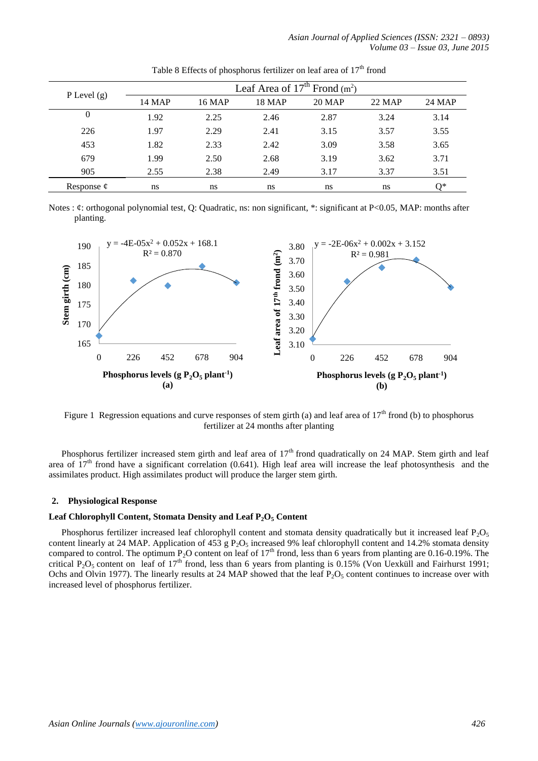Table 8 Effects of phosphorus fertilizer on leaf area of $17^{th}$ frond

| P Level (g) | Leaf Area of $17^{th}$ Frond ($m^2$) | | | | | |
|---|---|---|---|---|---|---|
| | 14 MAP | 16 MAP | 18 MAP | 20 MAP | 22 MAP | 24 MAP |
| 0 | 1.92 | 2.25 | 2.46 | 2.87 | 3.24 | 3.14 |
| 226 | 1.97 | 2.29 | 2.41 | 3.15 | 3.57 | 3.55 |
| 453 | 1.82 | 2.33 | 2.42 | 3.09 | 3.58 | 3.65 |
| 679 | 1.99 | 2.50 | 2.68 | 3.19 | 3.62 | 3.71 |
| 905 | 2.55 | 2.38 | 2.49 | 3.17 | 3.37 | 3.51 |
| Response ¢ | ns | ns | ns | ns | ns | Q* |

Notes : ¢: orthogonal polynomial test, Q: Quadratic, ns: non significant, *: significant at P<0.05, MAP: months after planting.

$$y = -4E\text{-}05x^2 + 0.052x + 168.1 \quad R^2 = 0.870$$

$$y = -2E\text{-}06x^2 + 0.002x + 3.152 \quad R^2 = 0.981$$

Figure 1 Regression equations and curve responses of stem girth (a) and leaf area of $17^{th}$ frond (b) to phosphorus fertilizer at 24 months after planting

Phosphorus fertilizer increased stem girth and leaf area of $17^{th}$ frond quadratically on 24 MAP. Stem girth and leaf area of $17^{th}$ frond have a significant correlation (0.641). High leaf area will increase the leaf photosynthesis and the assimilates product. High assimilates product will produce the larger stem girth.

## 2. Physiological Response

### Leaf Chlorophyll Content, Stomata Density and Leaf $P_2O_5$ Content

Phosphorus fertilizer increased leaf chlorophyll content and stomata density quadratically but it increased leaf $P_2O_5$ content linearly at 24 MAP. Application of 453 g $P_2O_5$ increased 9% leaf chlorophyll content and 14.2% stomata density compared to control. The optimum $P_2O$ content on leaf of $17^{th}$ frond, less than 6 years from planting are 0.16-0.19%. The critical $P_2O_5$ content on leaf of $17^{th}$ frond, less than 6 years from planting is 0.15% (Von Uexküll and Fairhurst 1991; Ochs and Olvin 1977). The linearly results at 24 MAP showed that the leaf $P_2O_5$ content continues to increase over with increased level of phosphorus fertilizer.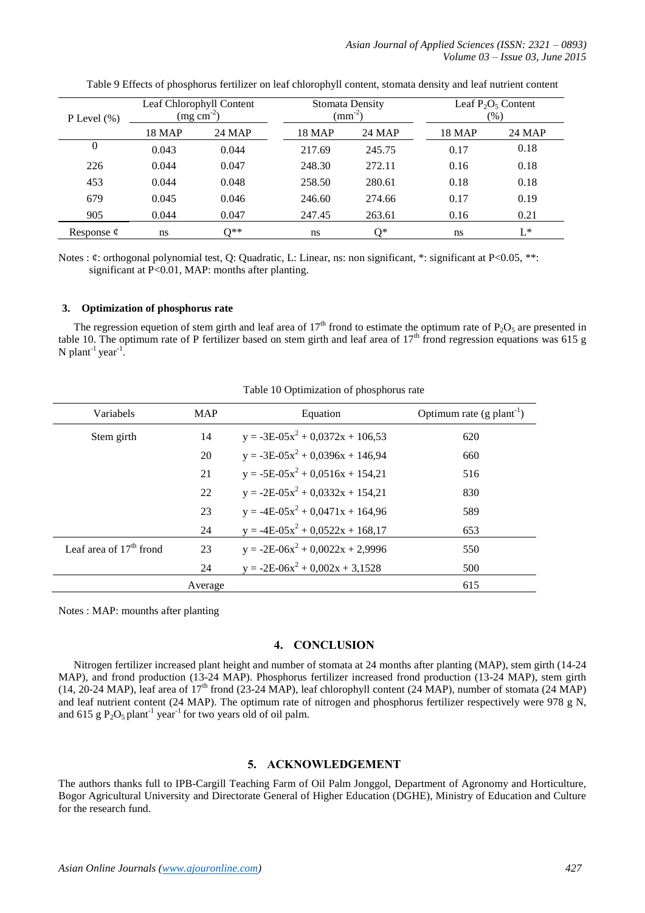Table 9 Effects of phosphorus fertilizer on leaf chlorophyll content, stomata density and leaf nutrient content

| P Level (%) | Leaf Chlorophyll Content ($mg\ cm^{-2}$) | | Stomata Density ($mm^{-2}$) | | Leaf $P_2O_5$ Content (%) | |
|---|---|---|---|---|---|---|
| | 18 MAP | 24 MAP | 18 MAP | 24 MAP | 18 MAP | 24 MAP |
| 0 | 0.043 | 0.044 | 217.69 | 245.75 | 0.17 | 0.18 |
| 226 | 0.044 | 0.047 | 248.30 | 272.11 | 0.16 | 0.18 |
| 453 | 0.044 | 0.048 | 258.50 | 280.61 | 0.18 | 0.18 |
| 679 | 0.045 | 0.046 | 246.60 | 274.66 | 0.17 | 0.19 |
| 905 | 0.044 | 0.047 | 247.45 | 263.61 | 0.16 | 0.21 |
| Response ¢ | ns | Q** | ns | Q* | ns | L* |

Notes : ¢: orthogonal polynomial test, Q: Quadratic, L: Linear, ns: non significant, *: significant at $P<0.05$, **: significant at $P<0.01$, MAP: months after planting.

### 3. Optimization of phosphorus rate

The regression equetion of stem girth and leaf area of 17[th] frond to estimate the optimum rate of $P_2O_5$ are presented in table 10. The optimum rate of P fertilizer based on stem girth and leaf area of 17[th] frond regression equations was 615 g N $plant^{-1}$ $year^{-1}$.

Table 10 Optimization of phosphorus rate

| Variabels | MAP | Equation | Optimum rate ($g\ plant^{-1}$) |
|---|---|---|---|
| Stem girth | 14 | $y = -3E\text{-}05x^2 + 0{,}0372x + 106{,}53$ | 620 |
| | 20 | $y = -3E\text{-}05x^2 + 0{,}0396x + 146{,}94$ | 660 |
| | 21 | $y = -5E\text{-}05x^2 + 0{,}0516x + 154{,}21$ | 516 |
| | 22 | $y = -2E\text{-}05x^2 + 0{,}0332x + 154{,}21$ | 830 |
| | 23 | $y = -4E\text{-}05x^2 + 0{,}0471x + 164{,}96$ | 589 |
| | 24 | $y = -4E\text{-}05x^2 + 0{,}0522x + 168{,}17$ | 653 |
| Leaf area of 17[th] frond | 23 | $y = -2E\text{-}06x^2 + 0{,}0022x + 2{,}9996$ | 550 |
| | 24 | $y = -2E\text{-}06x^2 + 0{,}002x + 3{,}1528$ | 500 |
| | Average | | 615 |

Notes : MAP: mounths after planting

## 4. CONCLUSION

Nitrogen fertilizer increased plant height and number of stomata at 24 months after planting (MAP), stem girth (14-24 MAP), and frond production (13-24 MAP). Phosphorus fertilizer increased frond production (13-24 MAP), stem girth (14, 20-24 MAP), leaf area of 17[th] frond (23-24 MAP), leaf chlorophyll content (24 MAP), number of stomata (24 MAP) and leaf nutrient content (24 MAP). The optimum rate of nitrogen and phosphorus fertilizer respectively were 978 g N, and 615 g $P_2O_5$ $plant^{-1}$ $year^{-1}$ for two years old of oil palm.

## 5. ACKNOWLEDGEMENT

The authors thanks full to IPB-Cargill Teaching Farm of Oil Palm Jonggol, Department of Agronomy and Horticulture, Bogor Agricultural University and Directorate General of Higher Education (DGHE), Ministry of Education and Culture for the research fund.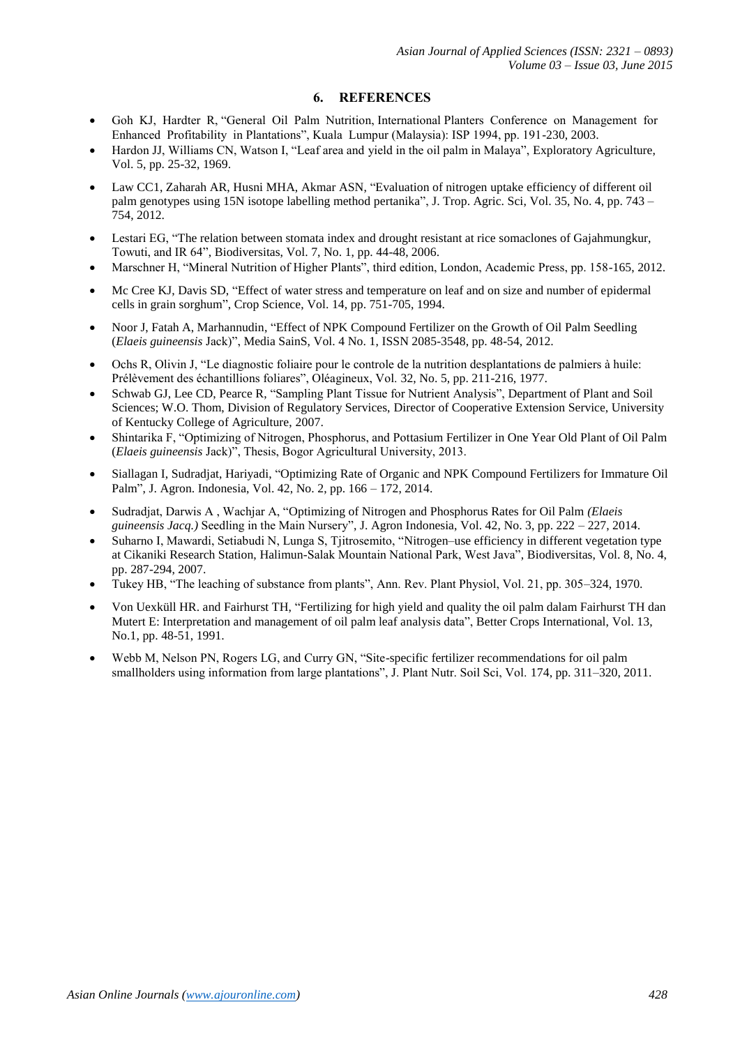## 6. REFERENCES

- Goh KJ, Hardter R, "General Oil Palm Nutrition, International Planters Conference on Management for Enhanced Profitability in Plantations", Kuala Lumpur (Malaysia): ISP 1994, pp. 191-230, 2003.
- Hardon JJ, Williams CN, Watson I, "Leaf area and yield in the oil palm in Malaya", Exploratory Agriculture, Vol. 5, pp. 25-32, 1969.
- Law CC1, Zaharah AR, Husni MHA, Akmar ASN, "Evaluation of nitrogen uptake efficiency of different oil palm genotypes using 15N isotope labelling method pertanika", J. Trop. Agric. Sci, Vol. 35, No. 4, pp. 743 – 754, 2012.
- Lestari EG, "The relation between stomata index and drought resistant at rice somaclones of Gajahmungkur, Towuti, and IR 64", Biodiversitas, Vol. 7, No. 1, pp. 44-48, 2006.
- Marschner H, "Mineral Nutrition of Higher Plants", third edition, London, Academic Press, pp. 158-165, 2012.
- Mc Cree KJ, Davis SD, "Effect of water stress and temperature on leaf and on size and number of epidermal cells in grain sorghum", Crop Science, Vol. 14, pp. 751-705, 1994.
- Noor J, Fatah A, Marhannudin, "Effect of NPK Compound Fertilizer on the Growth of Oil Palm Seedling (*Elaeis guineensis* Jack)", Media SainS, Vol. 4 No. 1, ISSN 2085-3548, pp. 48-54, 2012.
- Ochs R, Olivin J, "Le diagnostic foliaire pour le controle de la nutrition desplantations de palmiers à huile: Prélèvement des échantillions foliares", Oléagineux, Vol. 32, No. 5, pp. 211-216, 1977.
- Schwab GJ, Lee CD, Pearce R, "Sampling Plant Tissue for Nutrient Analysis", Department of Plant and Soil Sciences; W.O. Thom, Division of Regulatory Services, Director of Cooperative Extension Service, University of Kentucky College of Agriculture, 2007.
- Shintarika F, "Optimizing of Nitrogen, Phosphorus, and Pottasium Fertilizer in One Year Old Plant of Oil Palm (*Elaeis guineensis* Jack)", Thesis, Bogor Agricultural University, 2013.
- Siallagan I, Sudradjat, Hariyadi, "Optimizing Rate of Organic and NPK Compound Fertilizers for Immature Oil Palm", J. Agron. Indonesia, Vol. 42, No. 2, pp. 166 – 172, 2014.
- Sudradjat, Darwis A , Wachjar A, "Optimizing of Nitrogen and Phosphorus Rates for Oil Palm *(Elaeis guineensis Jacq.)* Seedling in the Main Nursery", J. Agron Indonesia, Vol. 42, No. 3, pp. 222 – 227, 2014.
- Suharno I, Mawardi, Setiabudi N, Lunga S, Tjitrosemito, "Nitrogen–use efficiency in different vegetation type at Cikaniki Research Station, Halimun-Salak Mountain National Park, West Java", Biodiversitas, Vol. 8, No. 4, pp. 287-294, 2007.
- Tukey HB, "The leaching of substance from plants", Ann. Rev. Plant Physiol, Vol. 21, pp. 305–324, 1970.
- Von Uexküll HR. and Fairhurst TH, "Fertilizing for high yield and quality the oil palm dalam Fairhurst TH dan Mutert E: Interpretation and management of oil palm leaf analysis data", Better Crops International, Vol. 13, No.1, pp. 48-51, 1991.
- Webb M, Nelson PN, Rogers LG, and Curry GN, "Site-specific fertilizer recommendations for oil palm smallholders using information from large plantations", J. Plant Nutr. Soil Sci, Vol. 174, pp. 311–320, 2011.